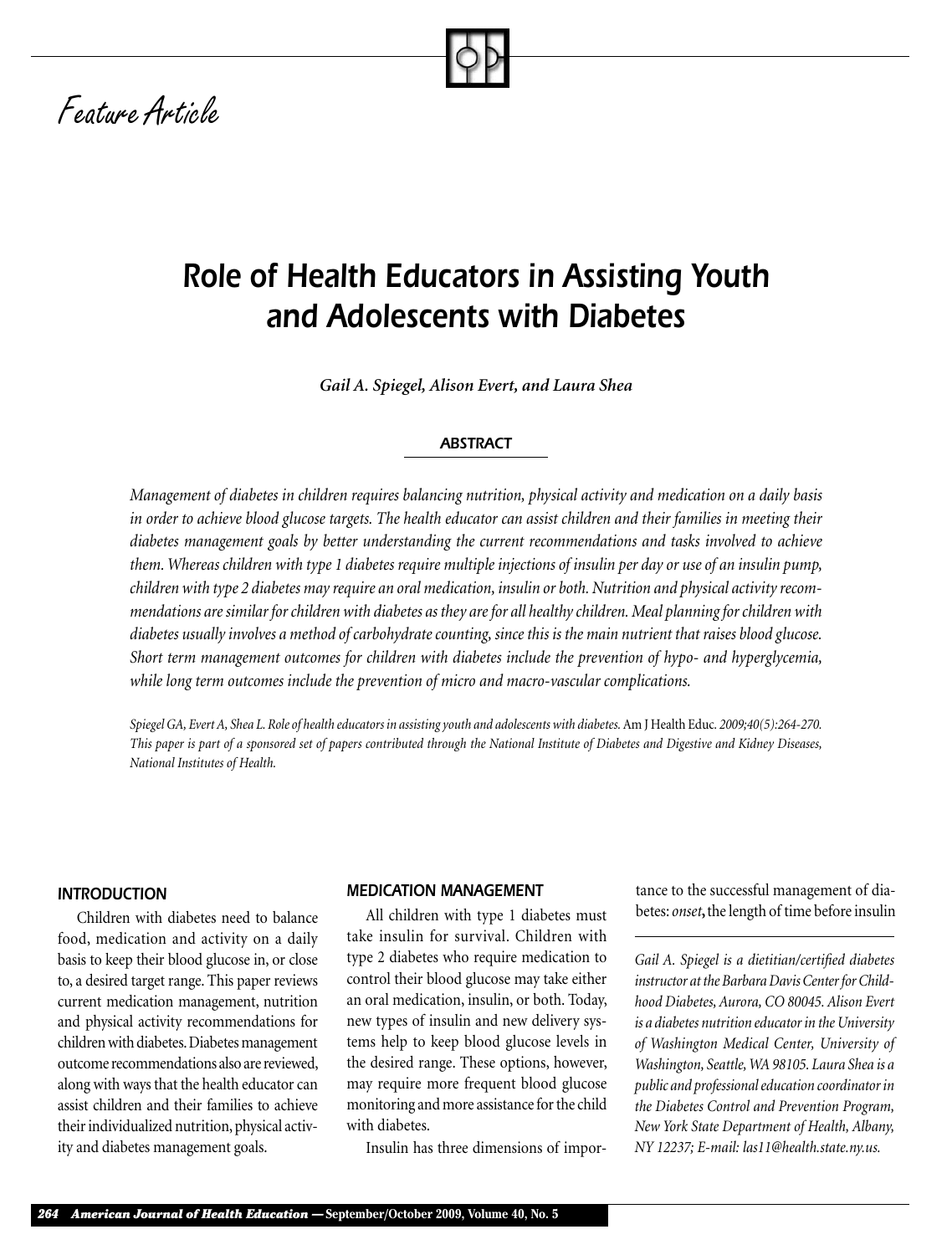Feature Article

# Role of Health Educators in Assisting Youth and Adolescents with Diabetes

***Gail A. Spiegel, Alison Evert, and Laura Shea***

## ABSTRACT

*Management of diabetes in children requires balancing nutrition, physical activity and medication on a daily basis in order to achieve blood glucose targets. The health educator can assist children and their families in meeting their diabetes management goals by better understanding the current recommendations and tasks involved to achieve them. Whereas children with type 1 diabetes require multiple injections of insulin per day or use of an insulin pump, children with type 2 diabetes may require an oral medication, insulin or both. Nutrition and physical activity recommendations are similar for children with diabetes as they are for all healthy children. Meal planning for children with diabetes usually involves a method of carbohydrate counting, since this is the main nutrient that raises blood glucose. Short term management outcomes for children with diabetes include the prevention of hypo- and hyperglycemia, while long term outcomes include the prevention of micro and macro-vascular complications.*

*Spiegel GA, Evert A, Shea L. Role of health educators in assisting youth and adolescents with diabetes.* Am J Health Educ. *2009;40(5):264-270. This paper is part of a sponsored set of papers contributed through the National Institute of Diabetes and Digestive and Kidney Diseases, National Institutes of Health.*

## INTRODUCTION

Children with diabetes need to balance food, medication and activity on a daily basis to keep their blood glucose in, or close to, a desired target range. This paper reviews current medication management, nutrition and physical activity recommendations for children with diabetes. Diabetes management outcome recommendations also are reviewed, along with ways that the health educator can assist children and their families to achieve their individualized nutrition, physical activity and diabetes management goals.

## MEDICATION MANAGEMENT

All children with type 1 diabetes must take insulin for survival. Children with type 2 diabetes who require medication to control their blood glucose may take either an oral medication, insulin, or both. Today, new types of insulin and new delivery systems help to keep blood glucose levels in the desired range. These options, however, may require more frequent blood glucose monitoring and more assistance for the child with diabetes.

Insulin has three dimensions of importance to the successful management of diabetes: *onset***,** the length of time before insulin

*Gail A. Spiegel is a dietitian/certified diabetes instructor at the Barbara Davis Center for Childhood Diabetes, Aurora, CO 80045. Alison Evert is a diabetes nutrition educator in the University of Washington Medical Center, University of Washington, Seattle, WA 98105. Laura Shea is a public and professional education coordinator in the Diabetes Control and Prevention Program, New York State Department of Health, Albany, NY 12237; E-mail: las11@health.state.ny.us.*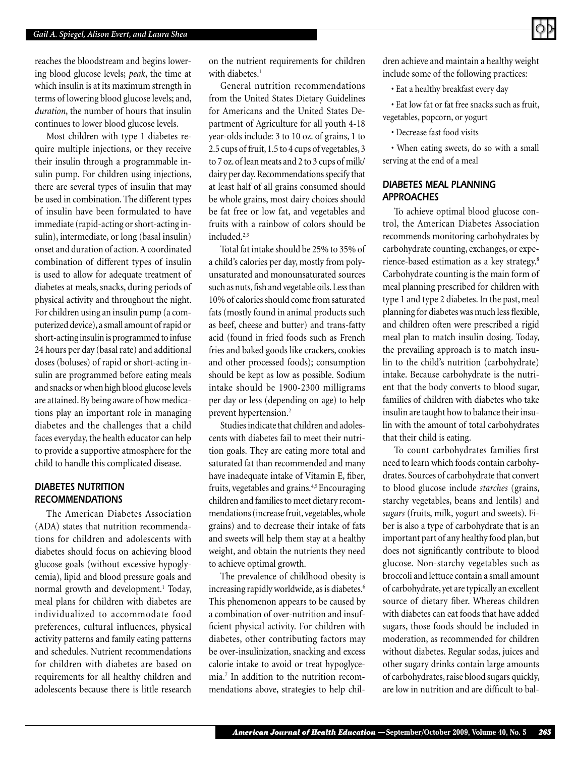reaches the bloodstream and begins lowering blood glucose levels; *peak*, the time at which insulin is at its maximum strength in terms of lowering blood glucose levels; and, *duration*, the number of hours that insulin continues to lower blood glucose levels.

Most children with type 1 diabetes require multiple injections, or they receive their insulin through a programmable insulin pump. For children using injections, there are several types of insulin that may be used in combination. The different types of insulin have been formulated to have immediate (rapid-acting or short-acting insulin), intermediate, or long (basal insulin) onset and duration of action. A coordinated combination of different types of insulin is used to allow for adequate treatment of diabetes at meals, snacks, during periods of physical activity and throughout the night. For children using an insulin pump (a computerized device), a small amount of rapid or short-acting insulin is programmed to infuse 24 hours per day (basal rate) and additional doses (boluses) of rapid or short-acting insulin are programmed before eating meals and snacks or when high blood glucose levels are attained. By being aware of how medications play an important role in managing diabetes and the challenges that a child faces everyday, the health educator can help to provide a supportive atmosphere for the child to handle this complicated disease.

## DIABETES NUTRITION RECOMMENDATIONS

The American Diabetes Association (ADA) states that nutrition recommendations for children and adolescents with diabetes should focus on achieving blood glucose goals (without excessive hypoglycemia), lipid and blood pressure goals and normal growth and development.[1] Today, meal plans for children with diabetes are individualized to accommodate food preferences, cultural influences, physical activity patterns and family eating patterns and schedules. Nutrient recommendations for children with diabetes are based on requirements for all healthy children and adolescents because there is little research on the nutrient requirements for children with diabetes.[1]

General nutrition recommendations from the United States Dietary Guidelines for Americans and the United States Department of Agriculture for all youth 4-18 year-olds include: 3 to 10 oz. of grains, 1 to 2.5 cups of fruit, 1.5 to 4 cups of vegetables, 3 to 7 oz. of lean meats and 2 to 3 cups of milk/dairy per day. Recommendations specify that at least half of all grains consumed should be whole grains, most dairy choices should be fat free or low fat, and vegetables and fruits with a rainbow of colors should be included.[2,3]

Total fat intake should be 25% to 35% of a child's calories per day, mostly from polyunsaturated and monounsaturated sources such as nuts, fish and vegetable oils. Less than 10% of calories should come from saturated fats (mostly found in animal products such as beef, cheese and butter) and trans-fatty acid (found in fried foods such as French fries and baked goods like crackers, cookies and other processed foods); consumption should be kept as low as possible. Sodium intake should be 1900-2300 milligrams per day or less (depending on age) to help prevent hypertension.[2]

Studies indicate that children and adolescents with diabetes fail to meet their nutrition goals. They are eating more total and saturated fat than recommended and many have inadequate intake of Vitamin E, fiber, fruits, vegetables and grains.[4,5] Encouraging children and families to meet dietary recommendations (increase fruit, vegetables, whole grains) and to decrease their intake of fats and sweets will help them stay at a healthy weight, and obtain the nutrients they need to achieve optimal growth.

The prevalence of childhood obesity is increasing rapidly worldwide, as is diabetes.[6] This phenomenon appears to be caused by a combination of over-nutrition and insufficient physical activity. For children with diabetes, other contributing factors may be over-insulinization, snacking and excess calorie intake to avoid or treat hypoglycemia.[7] In addition to the nutrition recommendations above, strategies to help children achieve and maintain a healthy weight include some of the following practices:

- Eat a healthy breakfast every day
- Eat low fat or fat free snacks such as fruit, vegetables, popcorn, or yogurt
- Decrease fast food visits
- When eating sweets, do so with a small serving at the end of a meal

## DIABETES MEAL PLANNING APPROACHES

To achieve optimal blood glucose control, the American Diabetes Association recommends monitoring carbohydrates by carbohydrate counting, exchanges, or experience-based estimation as a key strategy.[8] Carbohydrate counting is the main form of meal planning prescribed for children with type 1 and type 2 diabetes. In the past, meal planning for diabetes was much less flexible, and children often were prescribed a rigid meal plan to match insulin dosing. Today, the prevailing approach is to match insulin to the child's nutrition (carbohydrate) intake. Because carbohydrate is the nutrient that the body converts to blood sugar, families of children with diabetes who take insulin are taught how to balance their insulin with the amount of total carbohydrates that their child is eating.

To count carbohydrates families first need to learn which foods contain carbohydrates. Sources of carbohydrate that convert to blood glucose include *starches* (grains, starchy vegetables, beans and lentils) and *sugars* (fruits, milk, yogurt and sweets). Fiber is also a type of carbohydrate that is an important part of any healthy food plan, but does not significantly contribute to blood glucose. Non-starchy vegetables such as broccoli and lettuce contain a small amount of carbohydrate, yet are typically an excellent source of dietary fiber. Whereas children with diabetes can eat foods that have added sugars, those foods should be included in moderation, as recommended for children without diabetes. Regular sodas, juices and other sugary drinks contain large amounts of carbohydrates, raise blood sugars quickly, are low in nutrition and are difficult to bal-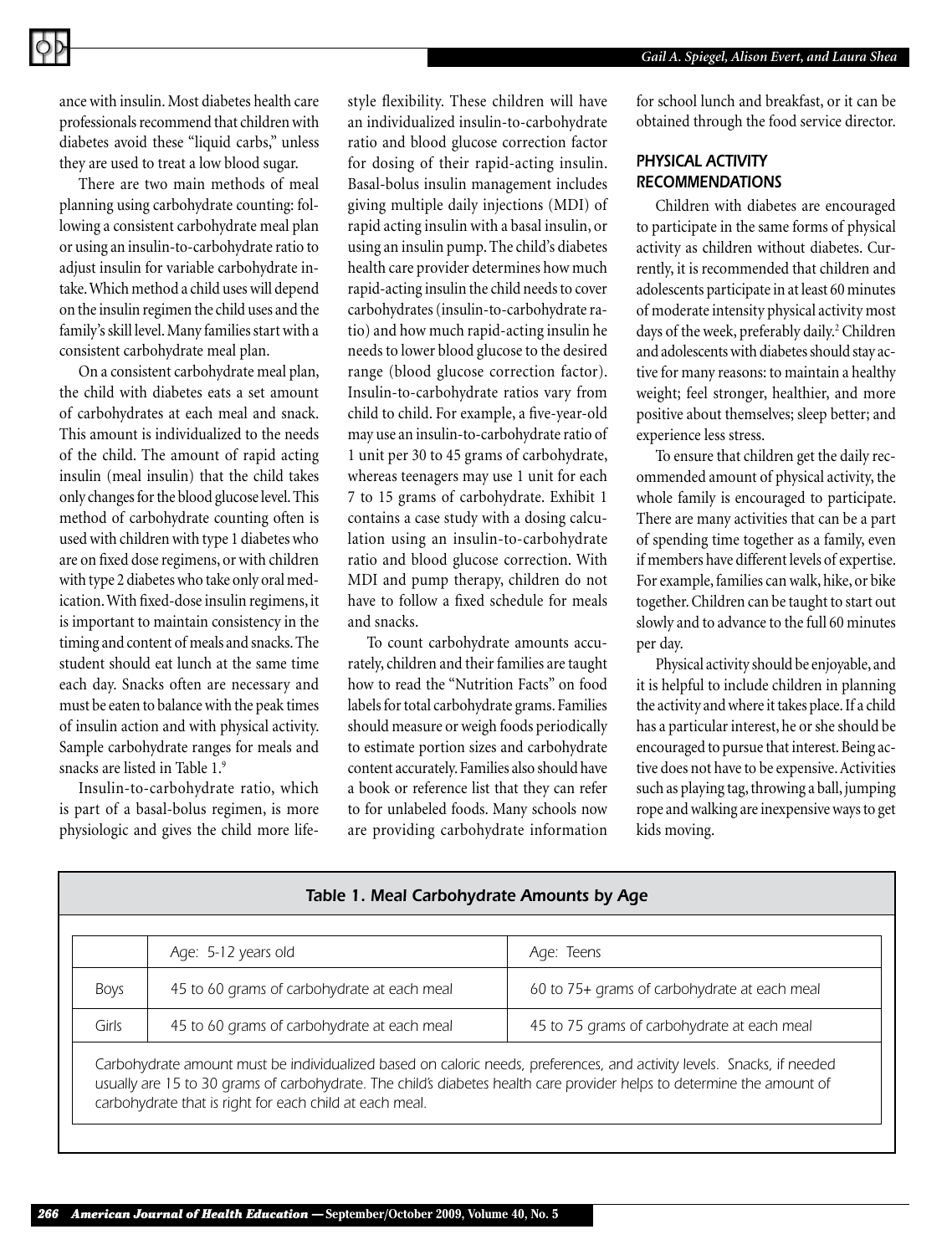ance with insulin. Most diabetes health care professionals recommend that children with diabetes avoid these "liquid carbs," unless they are used to treat a low blood sugar.

There are two main methods of meal planning using carbohydrate counting: following a consistent carbohydrate meal plan or using an insulin-to-carbohydrate ratio to adjust insulin for variable carbohydrate intake. Which method a child uses will depend on the insulin regimen the child uses and the family's skill level. Many families start with a consistent carbohydrate meal plan.

On a consistent carbohydrate meal plan, the child with diabetes eats a set amount of carbohydrates at each meal and snack. This amount is individualized to the needs of the child. The amount of rapid acting insulin (meal insulin) that the child takes only changes for the blood glucose level. This method of carbohydrate counting often is used with children with type 1 diabetes who are on fixed dose regimens, or with children with type 2 diabetes who take only oral medication. With fixed-dose insulin regimens, it is important to maintain consistency in the timing and content of meals and snacks. The student should eat lunch at the same time each day. Snacks often are necessary and must be eaten to balance with the peak times of insulin action and with physical activity. Sample carbohydrate ranges for meals and snacks are listed in Table 1.[9]

Insulin-to-carbohydrate ratio, which is part of a basal-bolus regimen, is more physiologic and gives the child more lifestyle flexibility. These children will have an individualized insulin-to-carbohydrate ratio and blood glucose correction factor for dosing of their rapid-acting insulin. Basal-bolus insulin management includes giving multiple daily injections (MDI) of rapid acting insulin with a basal insulin, or using an insulin pump. The child's diabetes health care provider determines how much rapid-acting insulin the child needs to cover carbohydrates (insulin-to-carbohydrate ratio) and how much rapid-acting insulin he needs to lower blood glucose to the desired range (blood glucose correction factor). Insulin-to-carbohydrate ratios vary from child to child. For example, a five-year-old may use an insulin-to-carbohydrate ratio of 1 unit per 30 to 45 grams of carbohydrate, whereas teenagers may use 1 unit for each 7 to 15 grams of carbohydrate. Exhibit 1 contains a case study with a dosing calculation using an insulin-to-carbohydrate ratio and blood glucose correction. With MDI and pump therapy, children do not have to follow a fixed schedule for meals and snacks.

To count carbohydrate amounts accurately, children and their families are taught how to read the "Nutrition Facts" on food labels for total carbohydrate grams. Families should measure or weigh foods periodically to estimate portion sizes and carbohydrate content accurately. Families also should have a book or reference list that they can refer to for unlabeled foods. Many schools now are providing carbohydrate information for school lunch and breakfast, or it can be obtained through the food service director.

## PHYSICAL ACTIVITY RECOMMENDATIONS

Children with diabetes are encouraged to participate in the same forms of physical activity as children without diabetes. Currently, it is recommended that children and adolescents participate in at least 60 minutes of moderate intensity physical activity most days of the week, preferably daily.[2] Children and adolescents with diabetes should stay active for many reasons: to maintain a healthy weight; feel stronger, healthier, and more positive about themselves; sleep better; and experience less stress.

To ensure that children get the daily recommended amount of physical activity, the whole family is encouraged to participate. There are many activities that can be a part of spending time together as a family, even if members have different levels of expertise. For example, families can walk, hike, or bike together. Children can be taught to start out slowly and to advance to the full 60 minutes per day.

Physical activity should be enjoyable, and it is helpful to include children in planning the activity and where it takes place. If a child has a particular interest, he or she should be encouraged to pursue that interest. Being active does not have to be expensive. Activities such as playing tag, throwing a ball, jumping rope and walking are inexpensive ways to get kids moving.

*Table 1. Meal Carbohydrate Amounts by Age*

| | Age: 5-12 years old | Age: Teens |
|---|---|---|
| Boys | 45 to 60 grams of carbohydrate at each meal | 60 to 75+ grams of carbohydrate at each meal |
| Girls | 45 to 60 grams of carbohydrate at each meal | 45 to 75 grams of carbohydrate at each meal |

Carbohydrate amount must be individualized based on caloric needs, preferences, and activity levels. Snacks, if needed usually are 15 to 30 grams of carbohydrate. The child's diabetes health care provider helps to determine the amount of carbohydrate that is right for each child at each meal.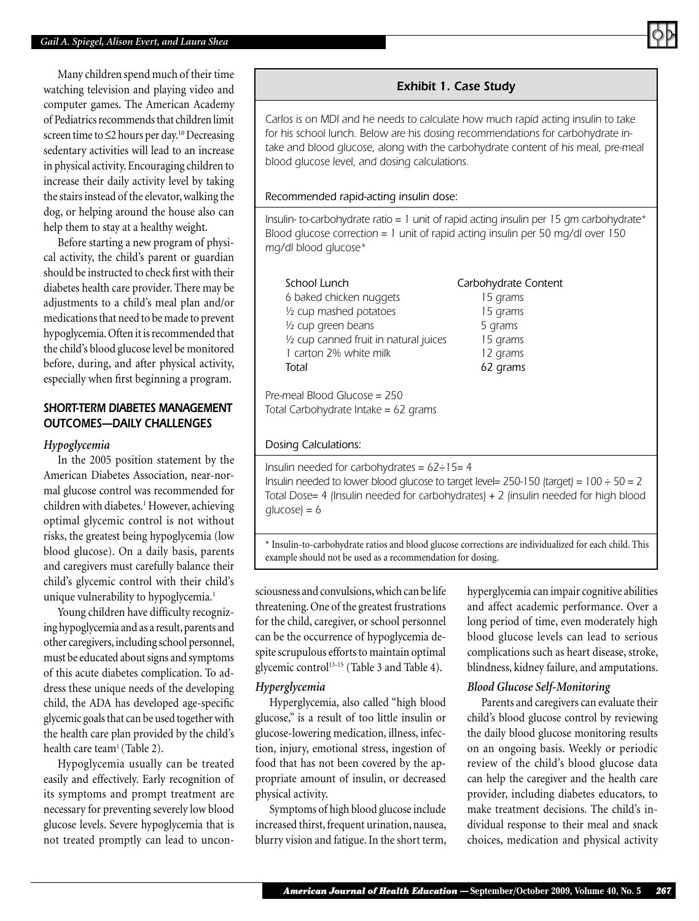Many children spend much of their time watching television and playing video and computer games. The American Academy of Pediatrics recommends that children limit screen time to ≤2 hours per day.[10] Decreasing sedentary activities will lead to an increase in physical activity. Encouraging children to increase their daily activity level by taking the stairs instead of the elevator, walking the dog, or helping around the house also can help them to stay at a healthy weight.

Before starting a new program of physical activity, the child's parent or guardian should be instructed to check first with their diabetes health care provider. There may be adjustments to a child's meal plan and/or medications that need to be made to prevent hypoglycemia. Often it is recommended that the child's blood glucose level be monitored before, during, and after physical activity, especially when first beginning a program.

**Exhibit 1. Case Study**

*Carlos is on MDI and he needs to calculate how much rapid acting insulin to take for his school lunch. Below are his dosing recommendations for carbohydrate intake and blood glucose, along with the carbohydrate content of his meal, pre-meal blood glucose level, and dosing calculations.*

*Recommended rapid-acting insulin dose:*

*Insulin- to-carbohydrate ratio = 1 unit of rapid acting insulin per 15 gm carbohydrate\**
*Blood glucose correction = 1 unit of rapid acting insulin per 50 mg/dl over 150 mg/dl blood glucose\**

| School Lunch | Carbohydrate Content |
|---|---|
| 6 baked chicken nuggets | 15 grams |
| ½ cup mashed potatoes | 15 grams |
| ½ cup green beans | 5 grams |
| ½ cup canned fruit in natural juices | 15 grams |
| 1 carton 2% white milk | 12 grams |
| Total | 62 grams |

*Pre-meal Blood Glucose = 250*
*Total Carbohydrate Intake = 62 grams*

*Dosing Calculations:*

*Insulin needed for carbohydrates = 62÷15= 4*
*Insulin needed to lower blood glucose to target level= 250-150 (target) = 100 ÷ 50 = 2*
*Total Dose= 4 (Insulin needed for carbohydrates) + 2 (insulin needed for high blood glucose) = 6*

\* Insulin-to-carbohydrate ratios and blood glucose corrections are individualized for each child. This example should not be used as a recommendation for dosing.

## SHORT-TERM DIABETES MANAGEMENT OUTCOMES—DAILY CHALLENGES

### *Hypoglycemia*

In the 2005 position statement by the American Diabetes Association, near-normal glucose control was recommended for children with diabetes.[1] However, achieving optimal glycemic control is not without risks, the greatest being hypoglycemia (low blood glucose). On a daily basis, parents and caregivers must carefully balance their child's glycemic control with their child's unique vulnerability to hypoglycemia.[1]

Young children have difficulty recognizing hypoglycemia and as a result, parents and other caregivers, including school personnel, must be educated about signs and symptoms of this acute diabetes complication. To address these unique needs of the developing child, the ADA has developed age-specific glycemic goals that can be used together with the health care plan provided by the child's health care team[1] (Table 2).

Hypoglycemia usually can be treated easily and effectively. Early recognition of its symptoms and prompt treatment are necessary for preventing severely low blood glucose levels. Severe hypoglycemia that is not treated promptly can lead to unconsciousness and convulsions, which can be life threatening. One of the greatest frustrations for the child, caregiver, or school personnel can be the occurrence of hypoglycemia despite scrupulous efforts to maintain optimal glycemic control[13-15] (Table 3 and Table 4).

### *Hyperglycemia*

Hyperglycemia, also called "high blood glucose," is a result of too little insulin or glucose-lowering medication, illness, infection, injury, emotional stress, ingestion of food that has not been covered by the appropriate amount of insulin, or decreased physical activity.

Symptoms of high blood glucose include increased thirst, frequent urination, nausea, blurry vision and fatigue. In the short term, hyperglycemia can impair cognitive abilities and affect academic performance. Over a long period of time, even moderately high blood glucose levels can lead to serious complications such as heart disease, stroke, blindness, kidney failure, and amputations.

### *Blood Glucose Self-Monitoring*

Parents and caregivers can evaluate their child's blood glucose control by reviewing the daily blood glucose monitoring results on an ongoing basis. Weekly or periodic review of the child's blood glucose data can help the caregiver and the health care provider, including diabetes educators, to make treatment decisions. The child's individual response to their meal and snack choices, medication and physical activity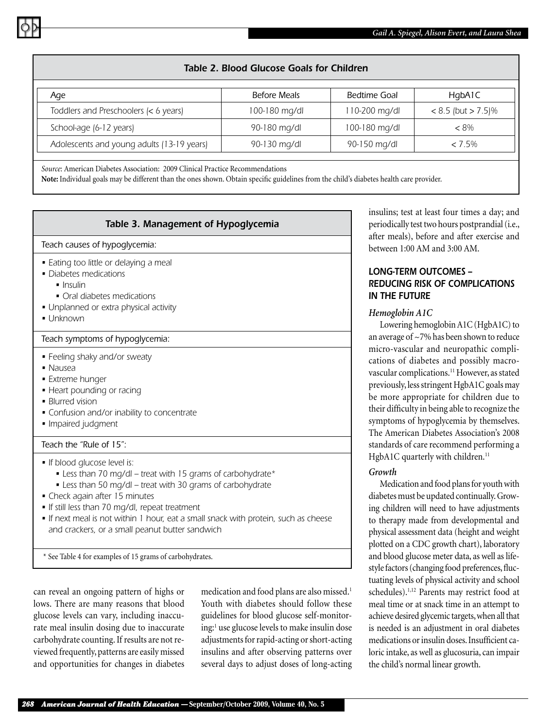**Table 2. Blood Glucose Goals for Children**

| Age | Before Meals | Bedtime Goal | HgbA1C |
|---|---|---|---|
| Toddlers and Preschoolers (< 6 years) | 100-180 mg/dl | 110-200 mg/dl | < 8.5 (but > 7.5)% |
| School-age (6-12 years) | 90-180 mg/dl | 100-180 mg/dl | < 8% |
| Adolescents and young adults (13-19 years) | 90-130 mg/dl | 90-150 mg/dl | < 7.5% |

*Source*: American Diabetes Association: 2009 Clinical Practice Recommendations

**Note:** Individual goals may be different than the ones shown. Obtain specific guidelines from the child's diabetes health care provider.

**Table 3. Management of Hypoglycemia**

*Teach causes of hypoglycemia:*

- *Eating too little or delaying a meal*
- *Diabetes medications*
  - *Insulin*
  - *Oral diabetes medications*
- *Unplanned or extra physical activity*
- *Unknown*

*Teach symptoms of hypoglycemia:*

- *Feeling shaky and/or sweaty*
- *Nausea*
- *Extreme hunger*
- *Heart pounding or racing*
- *Blurred vision*
- *Confusion and/or inability to concentrate*
- *Impaired judgment*

*Teach the "Rule of 15":*

- *If blood glucose level is:*
  - *Less than 70 mg/dl – treat with 15 grams of carbohydrate\**
  - *Less than 50 mg/dl – treat with 30 grams of carbohydrate*
- *Check again after 15 minutes*
- *If still less than 70 mg/dl, repeat treatment*
- *If next meal is not within 1 hour, eat a small snack with protein, such as cheese and crackers, or a small peanut butter sandwich*

\* See Table 4 for examples of 15 grams of carbohydrates.

can reveal an ongoing pattern of highs or lows. There are many reasons that blood glucose levels can vary, including inaccurate meal insulin dosing due to inaccurate carbohydrate counting. If results are not reviewed frequently, patterns are easily missed and opportunities for changes in diabetes medication and food plans are also missed.[1] Youth with diabetes should follow these guidelines for blood glucose self-monitoring:[1] use glucose levels to make insulin dose adjustments for rapid-acting or short-acting insulins and after observing patterns over several days to adjust doses of long-acting insulins; test at least four times a day; and periodically test two hours postprandial (i.e., after meals), before and after exercise and between 1:00 AM and 3:00 AM.

## LONG-TERM OUTCOMES – REDUCING RISK OF COMPLICATIONS IN THE FUTURE

### *Hemoglobin A1C*

Lowering hemoglobin A1C (HgbA1C) to an average of ~7% has been shown to reduce micro-vascular and neuropathic complications of diabetes and possibly macro-vascular complications.[11] However, as stated previously, less stringent HgbA1C goals may be more appropriate for children due to their difficulty in being able to recognize the symptoms of hypoglycemia by themselves. The American Diabetes Association's 2008 standards of care recommend performing a HgbA1C quarterly with children.[11]

### *Growth*

Medication and food plans for youth with diabetes must be updated continually. Growing children will need to have adjustments to therapy made from developmental and physical assessment data (height and weight plotted on a CDC growth chart), laboratory and blood glucose meter data, as well as lifestyle factors (changing food preferences, fluctuating levels of physical activity and school schedules).[1,12] Parents may restrict food at meal time or at snack time in an attempt to achieve desired glycemic targets, when all that is needed is an adjustment in oral diabetes medications or insulin doses. Insufficient caloric intake, as well as glucosuria, can impair the child's normal linear growth.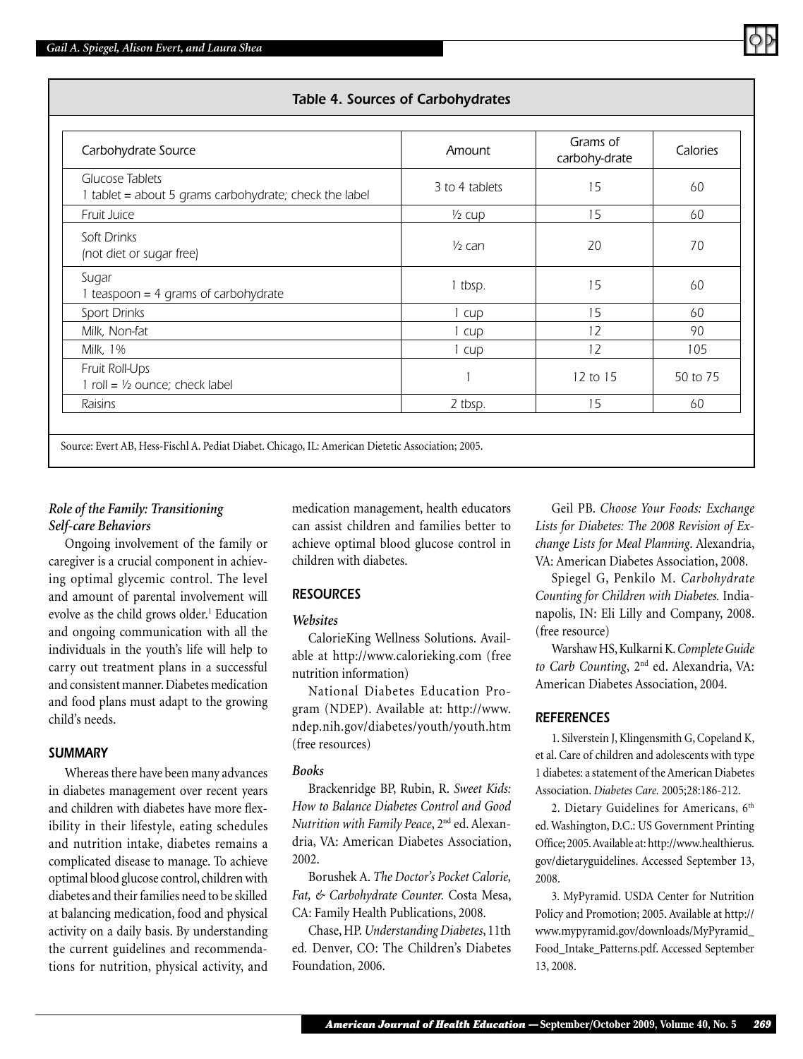### Table 4. Sources of Carbohydrates

| Carbohydrate Source | Amount | Grams of carbohy-drate | Calories |
|---|---|---|---|
| Glucose Tablets<br>1 tablet = about 5 grams carbohydrate; check the label | 3 to 4 tablets | 15 | 60 |
| Fruit Juice | ½ cup | 15 | 60 |
| Soft Drinks<br>(not diet or sugar free) | ½ can | 20 | 70 |
| Sugar<br>1 teaspoon = 4 grams of carbohydrate | 1 tbsp. | 15 | 60 |
| Sport Drinks | 1 cup | 15 | 60 |
| Milk, Non-fat | 1 cup | 12 | 90 |
| Milk, 1% | 1 cup | 12 | 105 |
| Fruit Roll-Ups<br>1 roll = ½ ounce; check label | 1 | 12 to 15 | 50 to 75 |
| Raisins | 2 tbsp. | 15 | 60 |

Source: Evert AB, Hess-Fischl A. Pediat Diabet. Chicago, IL: American Dietetic Association; 2005.

### *Role of the Family: Transitioning Self-care Behaviors*

Ongoing involvement of the family or caregiver is a crucial component in achieving optimal glycemic control. The level and amount of parental involvement will evolve as the child grows older.[1] Education and ongoing communication with all the individuals in the youth's life will help to carry out treatment plans in a successful and consistent manner. Diabetes medication and food plans must adapt to the growing child's needs.

## SUMMARY

Whereas there have been many advances in diabetes management over recent years and children with diabetes have more flexibility in their lifestyle, eating schedules and nutrition intake, diabetes remains a complicated disease to manage. To achieve optimal blood glucose control, children with diabetes and their families need to be skilled at balancing medication, food and physical activity on a daily basis. By understanding the current guidelines and recommendations for nutrition, physical activity, and medication management, health educators can assist children and families better to achieve optimal blood glucose control in children with diabetes.

## RESOURCES

### *Websites*

CalorieKing Wellness Solutions. Available at http://www.calorieking.com (free nutrition information)

National Diabetes Education Program (NDEP). Available at: http://www.ndep.nih.gov/diabetes/youth/youth.htm (free resources)

### *Books*

Brackenridge BP, Rubin, R. *Sweet Kids: How to Balance Diabetes Control and Good Nutrition with Family Peace*, 2nd ed. Alexandria, VA: American Diabetes Association, 2002.

Borushek A. *The Doctor's Pocket Calorie, Fat, & Carbohydrate Counter.* Costa Mesa, CA: Family Health Publications, 2008.

Chase, HP. *Understanding Diabetes*, 11th ed. Denver, CO: The Children's Diabetes Foundation, 2006.

Geil PB. *Choose Your Foods: Exchange Lists for Diabetes: The 2008 Revision of Exchange Lists for Meal Planning*. Alexandria, VA: American Diabetes Association, 2008.

Spiegel G, Penkilo M. *Carbohydrate Counting for Children with Diabetes.* Indianapolis, IN: Eli Lilly and Company, 2008. (free resource)

Warshaw HS, Kulkarni K. *Complete Guide to Carb Counting*, 2nd ed. Alexandria, VA: American Diabetes Association, 2004.

## REFERENCES

1. Silverstein J, Klingensmith G, Copeland K, et al. Care of children and adolescents with type 1 diabetes: a statement of the American Diabetes Association. *Diabetes Care.* 2005;28:186-212.

2. Dietary Guidelines for Americans, 6th ed. Washington, D.C.: US Government Printing Office; 2005. Available at: http://www.healthierus.gov/dietaryguidelines. Accessed September 13, 2008.

3. MyPyramid. USDA Center for Nutrition Policy and Promotion; 2005. Available at http://www.mypyramid.gov/downloads/MyPyramid_Food_Intake_Patterns.pdf. Accessed September 13, 2008.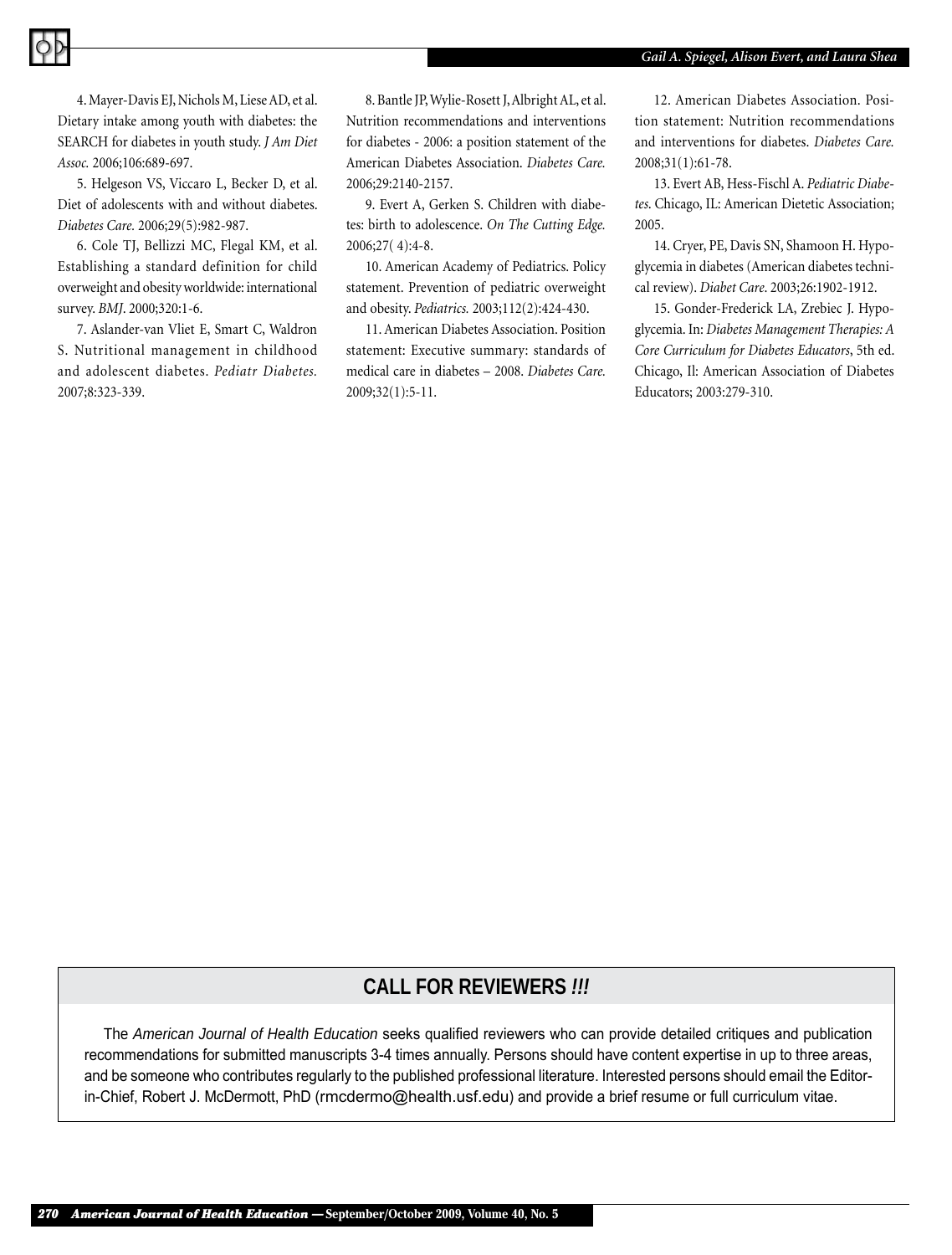4. Mayer-Davis EJ, Nichols M, Liese AD, et al. Dietary intake among youth with diabetes: the SEARCH for diabetes in youth study. *J Am Diet Assoc.* 2006;106:689-697.

5. Helgeson VS, Viccaro L, Becker D, et al. Diet of adolescents with and without diabetes. *Diabetes Care*. 2006;29(5):982-987.

6. Cole TJ, Bellizzi MC, Flegal KM, et al. Establishing a standard definition for child overweight and obesity worldwide: international survey. *BMJ*. 2000;320:1-6.

7. Aslander-van Vliet E, Smart C, Waldron S. Nutritional management in childhood and adolescent diabetes. *Pediatr Diabetes.* 2007;8:323-339.

8. Bantle JP, Wylie-Rosett J, Albright AL, et al. Nutrition recommendations and interventions for diabetes - 2006: a position statement of the American Diabetes Association. *Diabetes Care.* 2006;29:2140-2157.

9. Evert A, Gerken S. Children with diabetes: birth to adolescence. *On The Cutting Edge.* 2006;27( 4):4-8.

10. American Academy of Pediatrics. Policy statement. Prevention of pediatric overweight and obesity. *Pediatrics.* 2003;112(2):424-430.

11. American Diabetes Association. Position statement: Executive summary: standards of medical care in diabetes – 2008. *Diabetes Care.* 2009;32(1):5-11.

12. American Diabetes Association. Position statement: Nutrition recommendations and interventions for diabetes. *Diabetes Care.* 2008;31(1):61-78.

13. Evert AB, Hess-Fischl A. *Pediatric Diabetes.* Chicago, IL: American Dietetic Association; 2005.

14. Cryer, PE, Davis SN, Shamoon H. Hypoglycemia in diabetes (American diabetes technical review). *Diabet Care*. 2003;26:1902-1912.

15. Gonder-Frederick LA, Zrebiec J. Hypoglycemia. In: *Diabetes Management Therapies: A Core Curriculum for Diabetes Educators*, 5th ed. Chicago, Il: American Association of Diabetes Educators; 2003:279-310.

## CALL FOR REVIEWERS *!!!*

The *American Journal of Health Education* seeks qualified reviewers who can provide detailed critiques and publication recommendations for submitted manuscripts 3-4 times annually. Persons should have content expertise in up to three areas, and be someone who contributes regularly to the published professional literature. Interested persons should email the Editor-in-Chief, Robert J. McDermott, PhD (rmcdermo@health.usf.edu) and provide a brief resume or full curriculum vitae.